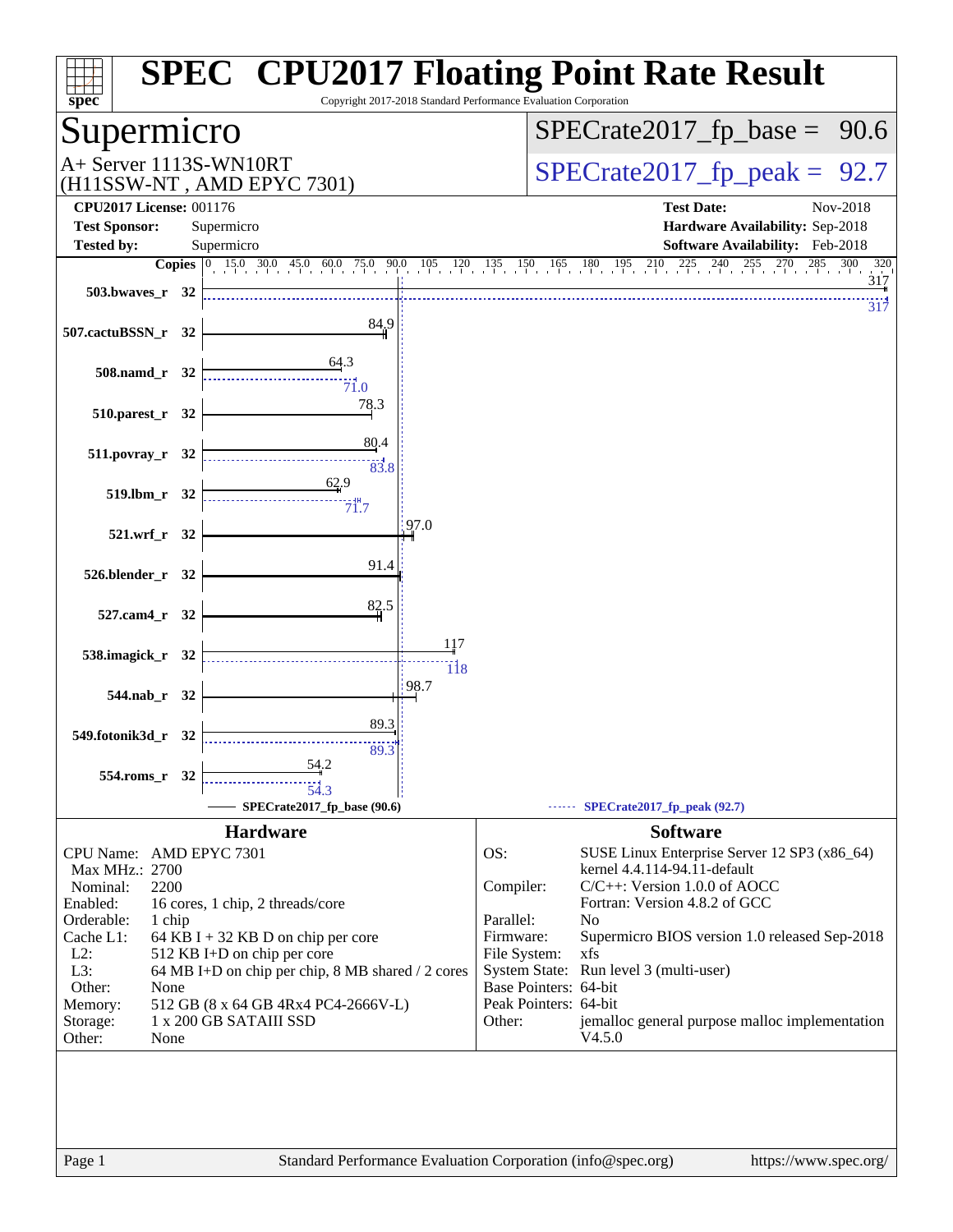# SPEC CPU2017 Floating Point Rate Result

Copyright 2017-2018 Standard Performance Evaluation Corporation

## Supermicro

A+ Server 1113S-WN10RT
(H11SSW-NT , AMD EPYC 7301)

SPECrate2017_fp_base = 90.6

SPECrate2017_fp_peak = 92.7

| | | | |
|---|---|---|---|
| **CPU2017 License:** | 001176 | **Test Date:** | Nov-2018 |
| **Test Sponsor:** | Supermicro | **Hardware Availability:** | Sep-2018 |
| **Tested by:** | Supermicro | **Software Availability:** | Feb-2018 |

Copies 0 15.0 30.0 45.0 60.0 75.0 90.0 105 120 135 150 165 180 195 210 225 240 255 270 285 300 320

503.bwaves_r 32 317 317
507.cactuBSSN_r 32 84.9
508.namd_r 32 64.3 71.0
510.parest_r 32 78.3
511.povray_r 32 80.4 83.8
519.lbm_r 32 62.9 71.7
521.wrf_r 32 97.0
526.blender_r 32 91.4
527.cam4_r 32 82.5
538.imagick_r 32 117 118
544.nab_r 32 98.7
549.fotonik3d_r 32 89.3 89.3
554.roms_r 32 54.2 54.3

SPECrate2017_fp_base (90.6)
SPECrate2017_fp_peak (92.7)

### Hardware

| | |
|---|---|
| CPU Name: | AMD EPYC 7301 |
| Max MHz.: | 2700 |
| Nominal: | 2200 |
| Enabled: | 16 cores, 1 chip, 2 threads/core |
| Orderable: | 1 chip |
| Cache L1: | 64 KB I + 32 KB D on chip per core |
| L2: | 512 KB I+D on chip per core |
| L3: | 64 MB I+D on chip per chip, 8 MB shared / 2 cores |
| Other: | None |
| Memory: | 512 GB (8 x 64 GB 4Rx4 PC4-2666V-L) |
| Storage: | 1 x 200 GB SATAIII SSD |
| Other: | None |

### Software

| | |
|---|---|
| OS: | SUSE Linux Enterprise Server 12 SP3 (x86_64) kernel 4.4.114-94.11-default |
| Compiler: | C/C++: Version 1.0.0 of AOCC Fortran: Version 4.8.2 of GCC |
| Parallel: | No |
| Firmware: | Supermicro BIOS version 1.0 released Sep-2018 |
| File System: | xfs |
| System State: | Run level 3 (multi-user) |
| Base Pointers: | 64-bit |
| Peak Pointers: | 64-bit |
| Other: | jemalloc general purpose malloc implementation V4.5.0 |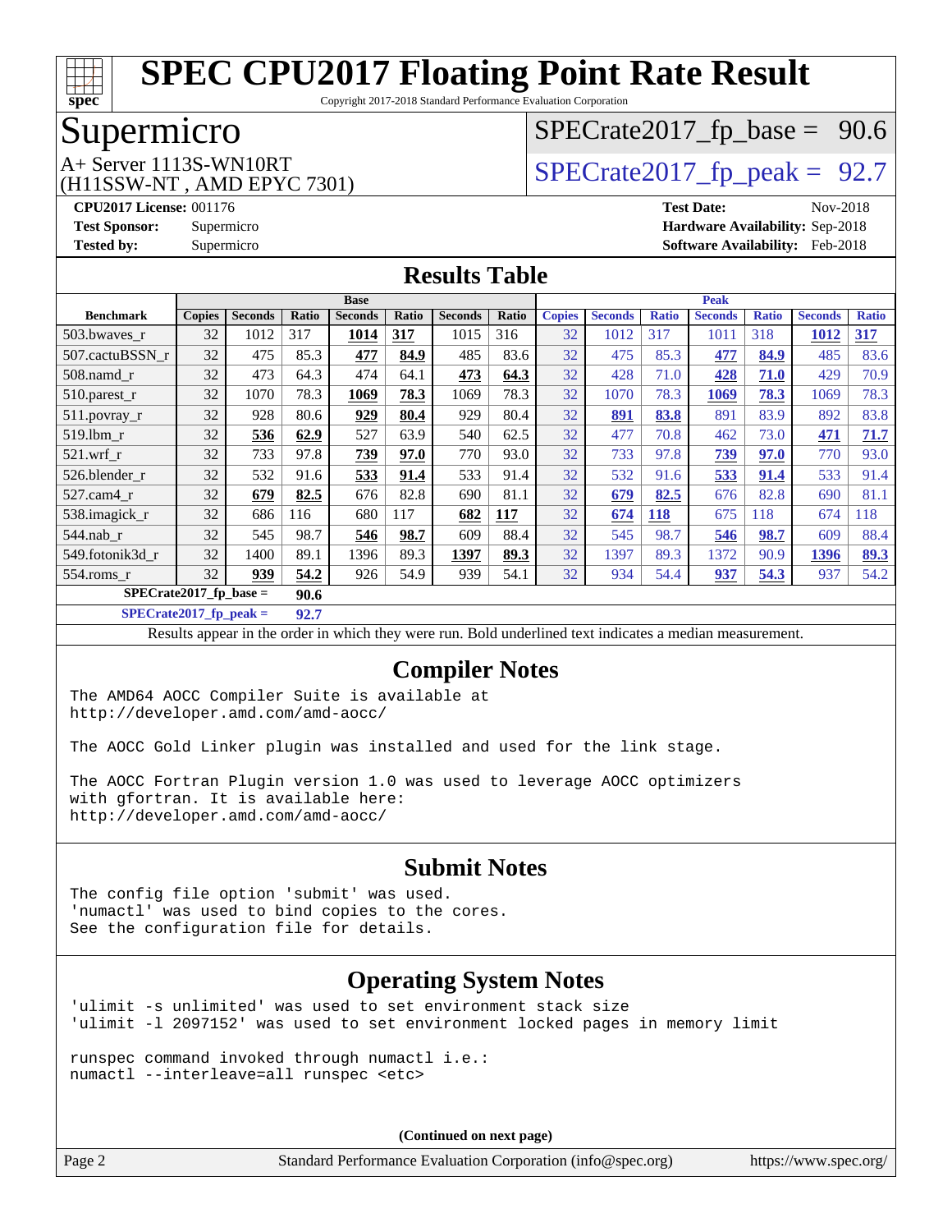# SPEC CPU2017 Floating Point Rate Result

Copyright 2017-2018 Standard Performance Evaluation Corporation

## Supermicro

A+ Server 1113S-WN10RT
(H11SSW-NT , AMD EPYC 7301)

SPECrate2017_fp_base = 90.6

SPECrate2017_fp_peak = 92.7

**CPU2017 License:** 001176
**Test Sponsor:** Supermicro
**Tested by:** Supermicro

**Test Date:** Nov-2018
**Hardware Availability:** Sep-2018
**Software Availability:** Feb-2018

## Results Table

| | Base | | | | | | | Peak | | | | | | |
|---|---|---|---|---|---|---|---|---|---|---|---|---|---|---|
| **Benchmark** | **Copies** | **Seconds** | **Ratio** | **Seconds** | **Ratio** | **Seconds** | **Ratio** | **Copies** | **Seconds** | **Ratio** | **Seconds** | **Ratio** | **Seconds** | **Ratio** |
| 503.bwaves_r | 32 | 1012 | 317 | **1014** | **317** | 1015 | 316 | 32 | 1012 | 317 | 1011 | 318 | **1012** | **317** |
| 507.cactuBSSN_r | 32 | 475 | 85.3 | **477** | **84.9** | 485 | 83.6 | 32 | 475 | 85.3 | **477** | **84.9** | 485 | 83.6 |
| 508.namd_r | 32 | 473 | 64.3 | 474 | 64.1 | **473** | **64.3** | 32 | 428 | 71.0 | **428** | **71.0** | 429 | 70.9 |
| 510.parest_r | 32 | 1070 | 78.3 | **1069** | **78.3** | 1069 | 78.3 | 32 | 1070 | 78.3 | **1069** | **78.3** | 1069 | 78.3 |
| 511.povray_r | 32 | 928 | 80.6 | **929** | **80.4** | 929 | 80.4 | 32 | **891** | **83.8** | 891 | 83.9 | 892 | 83.8 |
| 519.lbm_r | 32 | **536** | **62.9** | 527 | 63.9 | 540 | 62.5 | 32 | 477 | 70.8 | 462 | 73.0 | **471** | **71.7** |
| 521.wrf_r | 32 | 733 | 97.8 | **739** | **97.0** | 770 | 93.0 | 32 | 733 | 97.8 | **739** | **97.0** | 770 | 93.0 |
| 526.blender_r | 32 | 532 | 91.6 | **533** | **91.4** | 533 | 91.4 | 32 | 532 | 91.6 | **533** | **91.4** | 533 | 91.4 |
| 527.cam4_r | 32 | **679** | **82.5** | 676 | 82.8 | 690 | 81.1 | 32 | **679** | **82.5** | 676 | 82.8 | 690 | 81.1 |
| 538.imagick_r | 32 | 686 | 116 | 680 | 117 | **682** | **117** | 32 | **674** | **118** | 675 | 118 | 674 | 118 |
| 544.nab_r | 32 | 545 | 98.7 | **546** | **98.7** | 609 | 88.4 | 32 | 545 | 98.7 | **546** | **98.7** | 609 | 88.4 |
| 549.fotonik3d_r | 32 | 1400 | 89.1 | 1396 | 89.3 | **1397** | **89.3** | 32 | 1397 | 89.3 | 1372 | 90.9 | **1396** | **89.3** |
| 554.roms_r | 32 | **939** | **54.2** | 926 | 54.9 | 939 | 54.1 | 32 | 934 | 54.4 | **937** | **54.3** | 937 | 54.2 |

**SPECrate2017_fp_base = 90.6**

**SPECrate2017_fp_peak = 92.7**

Results appear in the order in which they were run. Bold underlined text indicates a median measurement.

## Compiler Notes

```
The AMD64 AOCC Compiler Suite is available at
http://developer.amd.com/amd-aocc/

The AOCC Gold Linker plugin was installed and used for the link stage.

The AOCC Fortran Plugin version 1.0 was used to leverage AOCC optimizers
with gfortran. It is available here:
http://developer.amd.com/amd-aocc/
```

## Submit Notes

```
The config file option 'submit' was used.
'numactl' was used to bind copies to the cores.
See the configuration file for details.
```

## Operating System Notes

```
'ulimit -s unlimited' was used to set environment stack size
'ulimit -l 2097152' was used to set environment locked pages in memory limit

runspec command invoked through numactl i.e.:
numactl --interleave=all runspec <etc>
```

**(Continued on next page)**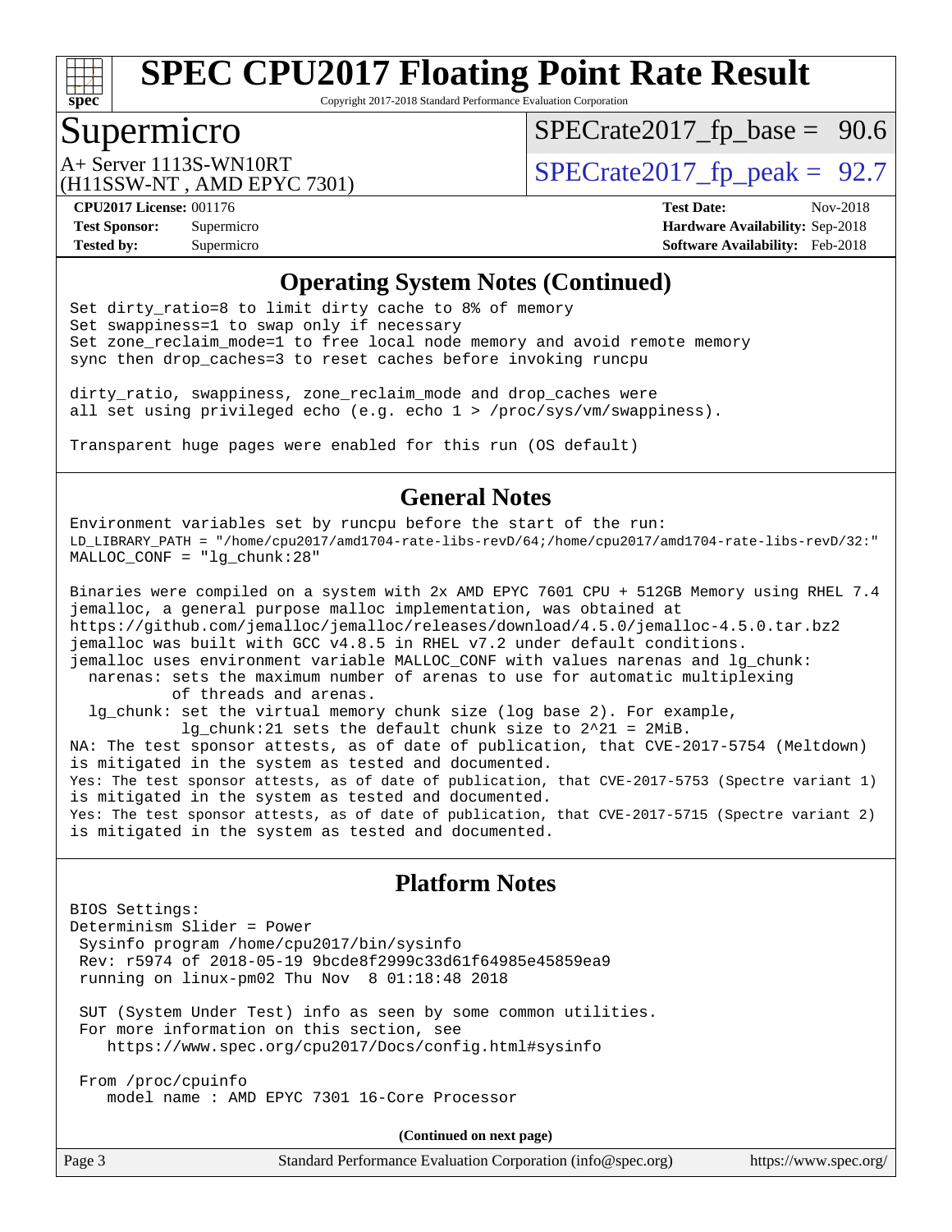## Operating System Notes (Continued)

```
Set dirty_ratio=8 to limit dirty cache to 8% of memory
Set swappiness=1 to swap only if necessary
Set zone_reclaim_mode=1 to free local node memory and avoid remote memory
sync then drop_caches=3 to reset caches before invoking runcpu

dirty_ratio, swappiness, zone_reclaim_mode and drop_caches were
all set using privileged echo (e.g. echo 1 > /proc/sys/vm/swappiness).

Transparent huge pages were enabled for this run (OS default)
```

## General Notes

```
Environment variables set by runcpu before the start of the run:
LD_LIBRARY_PATH = "/home/cpu2017/amd1704-rate-libs-revD/64;/home/cpu2017/amd1704-rate-libs-revD/32:"
MALLOC_CONF = "lg_chunk:28"

Binaries were compiled on a system with 2x AMD EPYC 7601 CPU + 512GB Memory using RHEL 7.4
jemalloc, a general purpose malloc implementation, was obtained at
https://github.com/jemalloc/jemalloc/releases/download/4.5.0/jemalloc-4.5.0.tar.bz2
jemalloc was built with GCC v4.8.5 in RHEL v7.2 under default conditions.
jemalloc uses environment variable MALLOC_CONF with values narenas and lg_chunk:
  narenas: sets the maximum number of arenas to use for automatic multiplexing
           of threads and arenas.
  lg_chunk: set the virtual memory chunk size (log base 2). For example,
            lg_chunk:21 sets the default chunk size to 2^21 = 2MiB.
NA: The test sponsor attests, as of date of publication, that CVE-2017-5754 (Meltdown)
is mitigated in the system as tested and documented.
Yes: The test sponsor attests, as of date of publication, that CVE-2017-5753 (Spectre variant 1)
is mitigated in the system as tested and documented.
Yes: The test sponsor attests, as of date of publication, that CVE-2017-5715 (Spectre variant 2)
is mitigated in the system as tested and documented.
```

## Platform Notes

```
BIOS Settings:
Determinism Slider = Power
 Sysinfo program /home/cpu2017/bin/sysinfo
 Rev: r5974 of 2018-05-19 9bcde8f2999c33d61f64985e45859ea9
 running on linux-pm02 Thu Nov  8 01:18:48 2018

 SUT (System Under Test) info as seen by some common utilities.
 For more information on this section, see
    https://www.spec.org/cpu2017/Docs/config.html#sysinfo

 From /proc/cpuinfo
    model name : AMD EPYC 7301 16-Core Processor
```

(Continued on next page)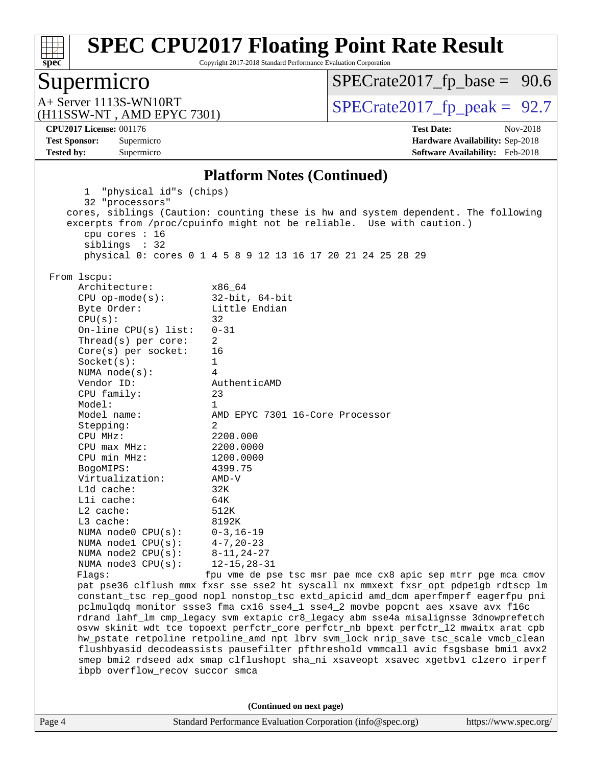## Platform Notes (Continued)

```
      1 "physical id"s (chips)
      32 "processors"
   cores, siblings (Caution: counting these is hw and system dependent. The following
   excerpts from /proc/cpuinfo might not be reliable.  Use with caution.)
      cpu cores : 16
      siblings  : 32
      physical 0: cores 0 1 4 5 8 9 12 13 16 17 20 21 24 25 28 29

From lscpu:
     Architecture:          x86_64
     CPU op-mode(s):        32-bit, 64-bit
     Byte Order:            Little Endian
     CPU(s):                32
     On-line CPU(s) list:   0-31
     Thread(s) per core:    2
     Core(s) per socket:    16
     Socket(s):             1
     NUMA node(s):          4
     Vendor ID:             AuthenticAMD
     CPU family:            23
     Model:                 1
     Model name:            AMD EPYC 7301 16-Core Processor
     Stepping:              2
     CPU MHz:               2200.000
     CPU max MHz:           2200.0000
     CPU min MHz:           1200.0000
     BogoMIPS:              4399.75
     Virtualization:        AMD-V
     L1d cache:             32K
     L1i cache:             64K
     L2 cache:              512K
     L3 cache:              8192K
     NUMA node0 CPU(s):     0-3,16-19
     NUMA node1 CPU(s):     4-7,20-23
     NUMA node2 CPU(s):     8-11,24-27
     NUMA node3 CPU(s):     12-15,28-31
     Flags:                 fpu vme de pse tsc msr pae mce cx8 apic sep mtrr pge mca cmov
     pat pse36 clflush mmx fxsr sse sse2 ht syscall nx mmxext fxsr_opt pdpe1gb rdtscp lm
     constant_tsc rep_good nopl nonstop_tsc extd_apicid amd_dcm aperfmperf eagerfpu pni
     pclmulqdq monitor ssse3 fma cx16 sse4_1 sse4_2 movbe popcnt aes xsave avx f16c
     rdrand lahf_lm cmp_legacy svm extapic cr8_legacy abm sse4a misalignsse 3dnowprefetch
     osvw skinit wdt tce topoext perfctr_core perfctr_nb bpext perfctr_l2 mwaitx arat cpb
     hw_pstate retpoline retpoline_amd npt lbrv svm_lock nrip_save tsc_scale vmcb_clean
     flushbyasid decodeassists pausefilter pfthreshold vmmcall avic fsgsbase bmi1 avx2
     smep bmi2 rdseed adx smap clflushopt sha_ni xsaveopt xsavec xgetbv1 clzero irperf
     ibpb overflow_recov succor smca
```

(Continued on next page)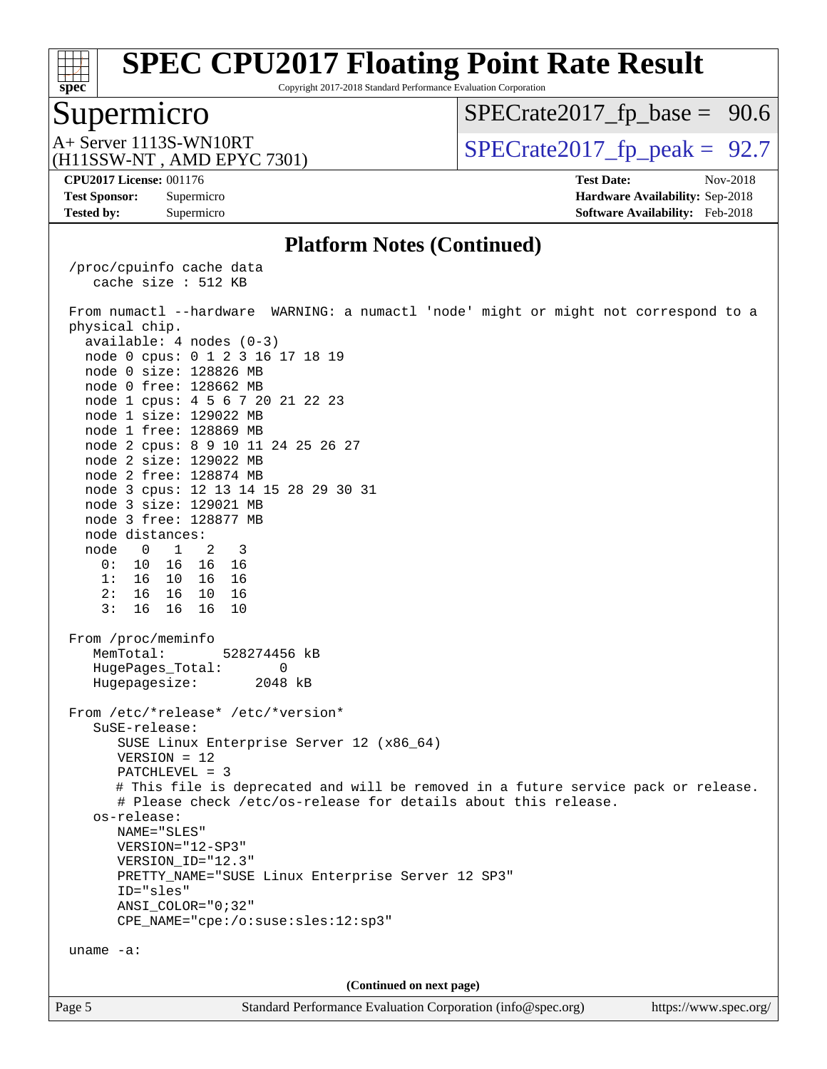## Platform Notes (Continued)

```
 /proc/cpuinfo cache data
    cache size : 512 KB

 From numactl --hardware  WARNING: a numactl 'node' might or might not correspond to a
 physical chip.
   available: 4 nodes (0-3)
   node 0 cpus: 0 1 2 3 16 17 18 19
   node 0 size: 128826 MB
   node 0 free: 128662 MB
   node 1 cpus: 4 5 6 7 20 21 22 23
   node 1 size: 129022 MB
   node 1 free: 128869 MB
   node 2 cpus: 8 9 10 11 24 25 26 27
   node 2 size: 129022 MB
   node 2 free: 128874 MB
   node 3 cpus: 12 13 14 15 28 29 30 31
   node 3 size: 129021 MB
   node 3 free: 128877 MB
   node distances:
   node   0   1   2   3
     0:  10  16  16  16
     1:  16  10  16  16
     2:  16  16  10  16
     3:  16  16  16  10

 From /proc/meminfo
    MemTotal:       528274456 kB
    HugePages_Total:       0
    Hugepagesize:       2048 kB

 From /etc/*release* /etc/*version*
    SuSE-release:
       SUSE Linux Enterprise Server 12 (x86_64)
       VERSION = 12
       PATCHLEVEL = 3
       # This file is deprecated and will be removed in a future service pack or release.
       # Please check /etc/os-release for details about this release.
    os-release:
       NAME="SLES"
       VERSION="12-SP3"
       VERSION_ID="12.3"
       PRETTY_NAME="SUSE Linux Enterprise Server 12 SP3"
       ID="sles"
       ANSI_COLOR="0;32"
       CPE_NAME="cpe:/o:suse:sles:12:sp3"

 uname -a:
```

**(Continued on next page)**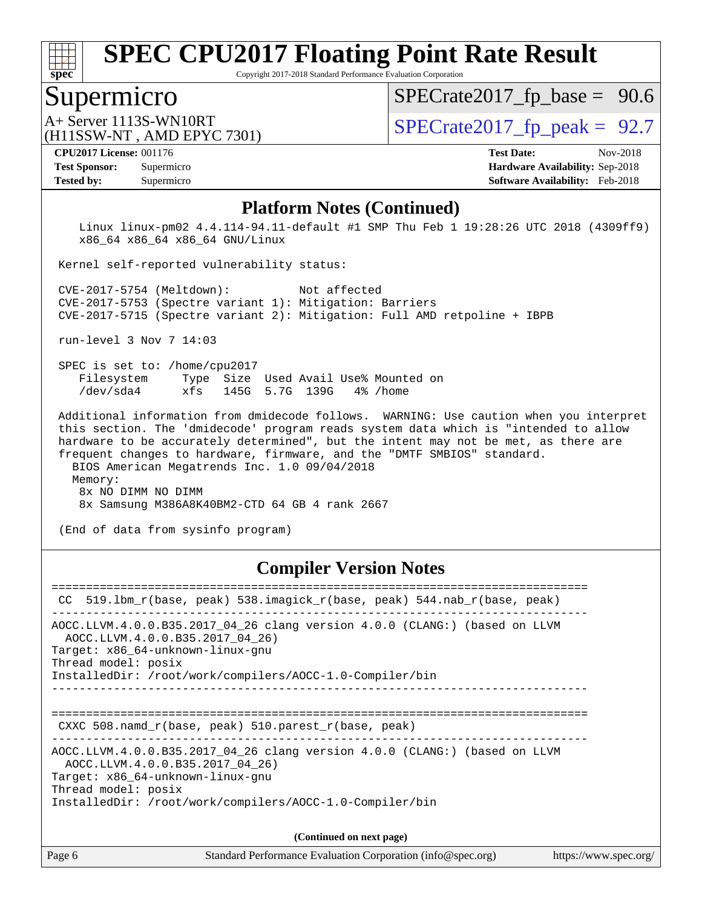# SPEC CPU2017 Floating Point Rate Result

Copyright 2017-2018 Standard Performance Evaluation Corporation

## Supermicro

A+ Server 1113S-WN10RT
(H11SSW-NT , AMD EPYC 7301)

SPECrate2017_fp_base = 90.6

SPECrate2017_fp_peak = 92.7

**CPU2017 License:** 001176
**Test Sponsor:** Supermicro
**Tested by:** Supermicro

**Test Date:** Nov-2018
**Hardware Availability:** Sep-2018
**Software Availability:** Feb-2018

### Platform Notes (Continued)

```
    Linux linux-pm02 4.4.114-94.11-default #1 SMP Thu Feb 1 19:28:26 UTC 2018 (4309ff9)
    x86_64 x86_64 x86_64 GNU/Linux

 Kernel self-reported vulnerability status:

 CVE-2017-5754 (Meltdown):          Not affected
 CVE-2017-5753 (Spectre variant 1): Mitigation: Barriers
 CVE-2017-5715 (Spectre variant 2): Mitigation: Full AMD retpoline + IBPB

 run-level 3 Nov 7 14:03

 SPEC is set to: /home/cpu2017
    Filesystem     Type  Size  Used Avail Use% Mounted on
    /dev/sda4      xfs   145G  5.7G  139G   4% /home

 Additional information from dmidecode follows.  WARNING: Use caution when you interpret
 this section. The 'dmidecode' program reads system data which is "intended to allow
 hardware to be accurately determined", but the intent may not be met, as there are
 frequent changes to hardware, firmware, and the "DMTF SMBIOS" standard.
   BIOS American Megatrends Inc. 1.0 09/04/2018
   Memory:
    8x NO DIMM NO DIMM
    8x Samsung M386A8K40BM2-CTD 64 GB 4 rank 2667

 (End of data from sysinfo program)
```

### Compiler Version Notes

```
==============================================================================
 CC  519.lbm_r(base, peak) 538.imagick_r(base, peak) 544.nab_r(base, peak)
------------------------------------------------------------------------------
AOCC.LLVM.4.0.0.B35.2017_04_26 clang version 4.0.0 (CLANG:) (based on LLVM
  AOCC.LLVM.4.0.0.B35.2017_04_26)
Target: x86_64-unknown-linux-gnu
Thread model: posix
InstalledDir: /root/work/compilers/AOCC-1.0-Compiler/bin
------------------------------------------------------------------------------

==============================================================================
 CXXC 508.namd_r(base, peak) 510.parest_r(base, peak)
------------------------------------------------------------------------------
AOCC.LLVM.4.0.0.B35.2017_04_26 clang version 4.0.0 (CLANG:) (based on LLVM
  AOCC.LLVM.4.0.0.B35.2017_04_26)
Target: x86_64-unknown-linux-gnu
Thread model: posix
InstalledDir: /root/work/compilers/AOCC-1.0-Compiler/bin
```

**(Continued on next page)**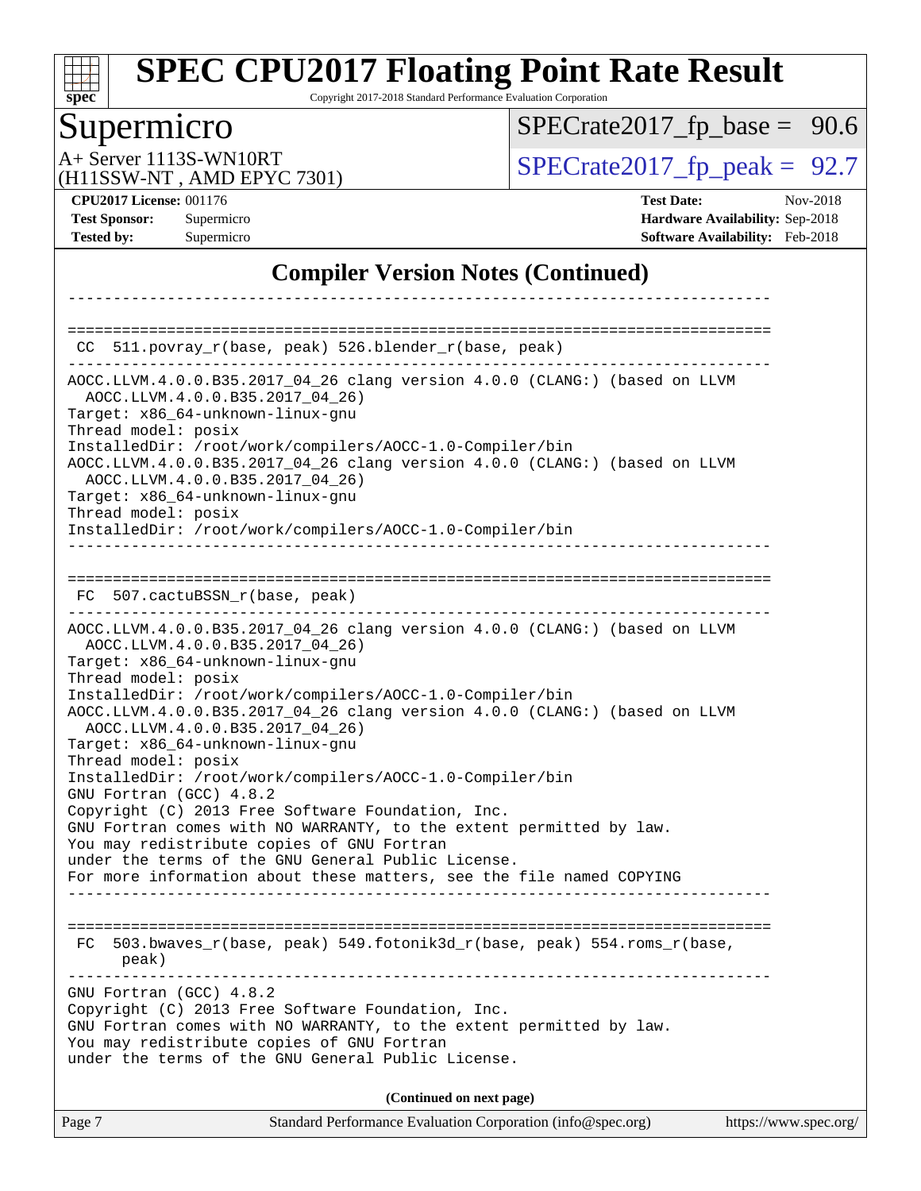## Compiler Version Notes (Continued)

```
------------------------------------------------------------------------------

==============================================================================
 CC  511.povray_r(base, peak) 526.blender_r(base, peak)
------------------------------------------------------------------------------
AOCC.LLVM.4.0.0.B35.2017_04_26 clang version 4.0.0 (CLANG:) (based on LLVM
  AOCC.LLVM.4.0.0.B35.2017_04_26)
Target: x86_64-unknown-linux-gnu
Thread model: posix
InstalledDir: /root/work/compilers/AOCC-1.0-Compiler/bin
AOCC.LLVM.4.0.0.B35.2017_04_26 clang version 4.0.0 (CLANG:) (based on LLVM
  AOCC.LLVM.4.0.0.B35.2017_04_26)
Target: x86_64-unknown-linux-gnu
Thread model: posix
InstalledDir: /root/work/compilers/AOCC-1.0-Compiler/bin
------------------------------------------------------------------------------

==============================================================================
 FC  507.cactuBSSN_r(base, peak)
------------------------------------------------------------------------------
AOCC.LLVM.4.0.0.B35.2017_04_26 clang version 4.0.0 (CLANG:) (based on LLVM
  AOCC.LLVM.4.0.0.B35.2017_04_26)
Target: x86_64-unknown-linux-gnu
Thread model: posix
InstalledDir: /root/work/compilers/AOCC-1.0-Compiler/bin
AOCC.LLVM.4.0.0.B35.2017_04_26 clang version 4.0.0 (CLANG:) (based on LLVM
  AOCC.LLVM.4.0.0.B35.2017_04_26)
Target: x86_64-unknown-linux-gnu
Thread model: posix
InstalledDir: /root/work/compilers/AOCC-1.0-Compiler/bin
GNU Fortran (GCC) 4.8.2
Copyright (C) 2013 Free Software Foundation, Inc.
GNU Fortran comes with NO WARRANTY, to the extent permitted by law.
You may redistribute copies of GNU Fortran
under the terms of the GNU General Public License.
For more information about these matters, see the file named COPYING
------------------------------------------------------------------------------

==============================================================================
 FC  503.bwaves_r(base, peak) 549.fotonik3d_r(base, peak) 554.roms_r(base,
      peak)
------------------------------------------------------------------------------
GNU Fortran (GCC) 4.8.2
Copyright (C) 2013 Free Software Foundation, Inc.
GNU Fortran comes with NO WARRANTY, to the extent permitted by law.
You may redistribute copies of GNU Fortran
under the terms of the GNU General Public License.
```

**(Continued on next page)**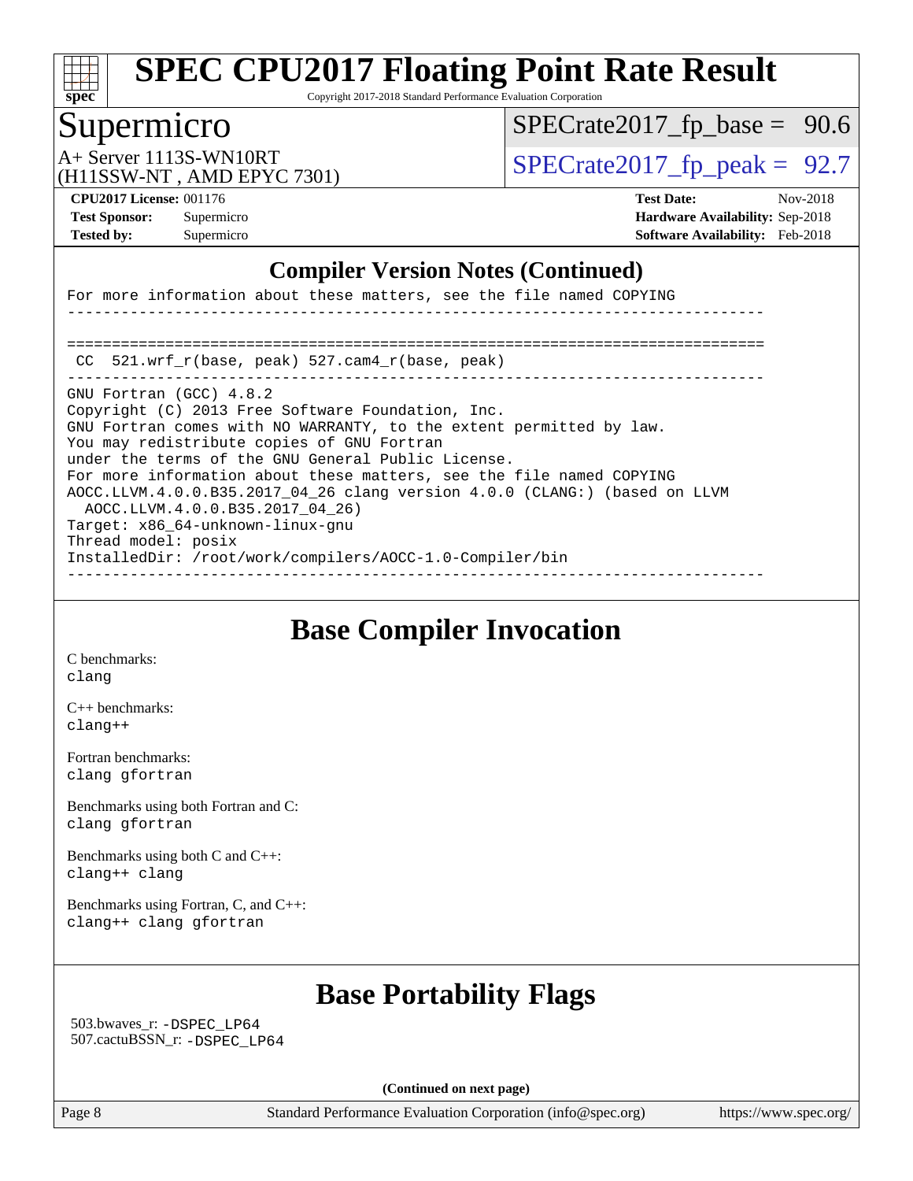## Compiler Version Notes (Continued)

```
For more information about these matters, see the file named COPYING
------------------------------------------------------------------------------

==============================================================================
 CC  521.wrf_r(base, peak) 527.cam4_r(base, peak)
------------------------------------------------------------------------------
GNU Fortran (GCC) 4.8.2
Copyright (C) 2013 Free Software Foundation, Inc.
GNU Fortran comes with NO WARRANTY, to the extent permitted by law.
You may redistribute copies of GNU Fortran
under the terms of the GNU General Public License.
For more information about these matters, see the file named COPYING
AOCC.LLVM.4.0.0.B35.2017_04_26 clang version 4.0.0 (CLANG:) (based on LLVM
  AOCC.LLVM.4.0.0.B35.2017_04_26)
Target: x86_64-unknown-linux-gnu
Thread model: posix
InstalledDir: /root/work/compilers/AOCC-1.0-Compiler/bin
------------------------------------------------------------------------------
```

## Base Compiler Invocation

C benchmarks:
clang

C++ benchmarks:
clang++

Fortran benchmarks:
clang gfortran

Benchmarks using both Fortran and C:
clang gfortran

Benchmarks using both C and C++:
clang++ clang

Benchmarks using Fortran, C, and C++:
clang++ clang gfortran

## Base Portability Flags

503.bwaves_r: -DSPEC_LP64
507.cactuBSSN_r: -DSPEC_LP64

**(Continued on next page)**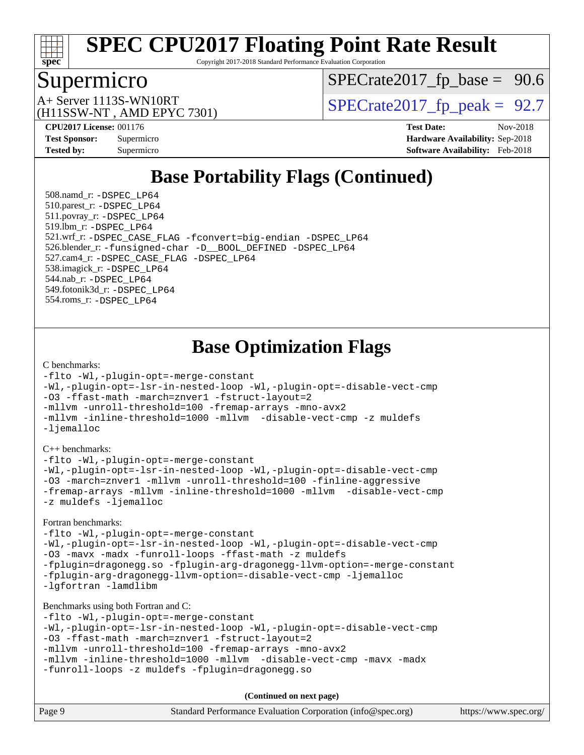# Base Portability Flags (Continued)

508.namd_r: -DSPEC_LP64
510.parest_r: -DSPEC_LP64
511.povray_r: -DSPEC_LP64
519.lbm_r: -DSPEC_LP64
521.wrf_r: -DSPEC_CASE_FLAG -fconvert=big-endian -DSPEC_LP64
526.blender_r: -funsigned-char -D__BOOL_DEFINED -DSPEC_LP64
527.cam4_r: -DSPEC_CASE_FLAG -DSPEC_LP64
538.imagick_r: -DSPEC_LP64
544.nab_r: -DSPEC_LP64
549.fotonik3d_r: -DSPEC_LP64
554.roms_r: -DSPEC_LP64

# Base Optimization Flags

C benchmarks:

```
-flto -Wl,-plugin-opt=-merge-constant
-Wl,-plugin-opt=-lsr-in-nested-loop -Wl,-plugin-opt=-disable-vect-cmp
-O3 -ffast-math -march=znver1 -fstruct-layout=2
-mllvm -unroll-threshold=100 -fremap-arrays -mno-avx2
-mllvm -inline-threshold=1000 -mllvm  -disable-vect-cmp -z muldefs
-ljemalloc
```

C++ benchmarks:

```
-flto -Wl,-plugin-opt=-merge-constant
-Wl,-plugin-opt=-lsr-in-nested-loop -Wl,-plugin-opt=-disable-vect-cmp
-O3 -march=znver1 -mllvm -unroll-threshold=100 -finline-aggressive
-fremap-arrays -mllvm -inline-threshold=1000 -mllvm  -disable-vect-cmp
-z muldefs -ljemalloc
```

Fortran benchmarks:

```
-flto -Wl,-plugin-opt=-merge-constant
-Wl,-plugin-opt=-lsr-in-nested-loop -Wl,-plugin-opt=-disable-vect-cmp
-O3 -mavx -madx -funroll-loops -ffast-math -z muldefs
-fplugin=dragonegg.so -fplugin-arg-dragonegg-llvm-option=-merge-constant
-fplugin-arg-dragonegg-llvm-option=-disable-vect-cmp -ljemalloc
-lgfortran -lamdlibm
```

Benchmarks using both Fortran and C:

```
-flto -Wl,-plugin-opt=-merge-constant
-Wl,-plugin-opt=-lsr-in-nested-loop -Wl,-plugin-opt=-disable-vect-cmp
-O3 -ffast-math -march=znver1 -fstruct-layout=2
-mllvm -unroll-threshold=100 -fremap-arrays -mno-avx2
-mllvm -inline-threshold=1000 -mllvm  -disable-vect-cmp -mavx -madx
-funroll-loops -z muldefs -fplugin=dragonegg.so
```

**(Continued on next page)**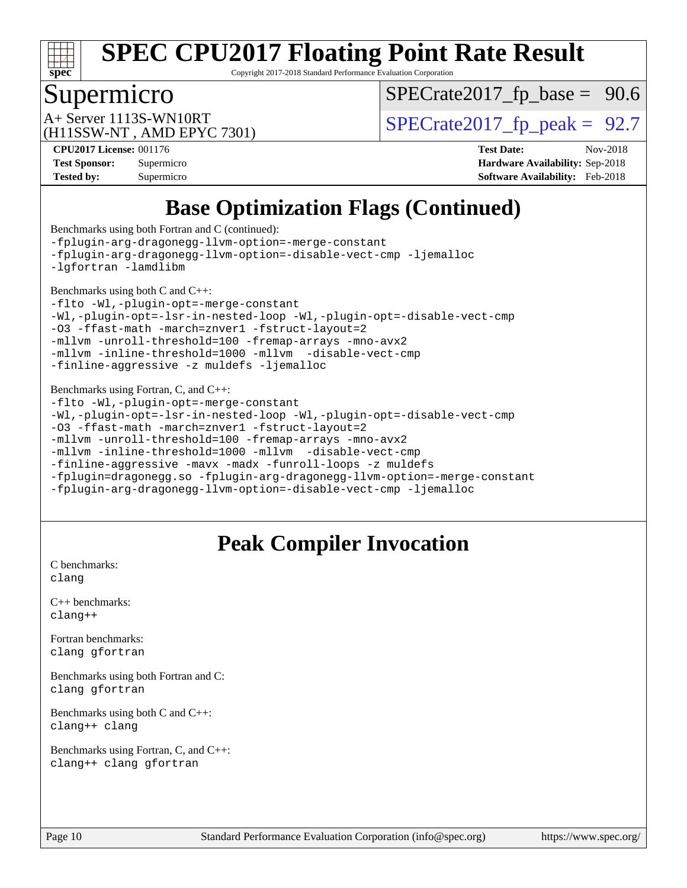# Base Optimization Flags (Continued)

Benchmarks using both Fortran and C (continued):

```
-fplugin-arg-dragonegg-llvm-option=-merge-constant
-fplugin-arg-dragonegg-llvm-option=-disable-vect-cmp -ljemalloc
-lgfortran -lamdlibm
```

Benchmarks using both C and C++:

```
-flto -Wl,-plugin-opt=-merge-constant
-Wl,-plugin-opt=-lsr-in-nested-loop -Wl,-plugin-opt=-disable-vect-cmp
-O3 -ffast-math -march=znver1 -fstruct-layout=2
-mllvm -unroll-threshold=100 -fremap-arrays -mno-avx2
-mllvm -inline-threshold=1000 -mllvm  -disable-vect-cmp
-finline-aggressive -z muldefs -ljemalloc
```

Benchmarks using Fortran, C, and C++:

```
-flto -Wl,-plugin-opt=-merge-constant
-Wl,-plugin-opt=-lsr-in-nested-loop -Wl,-plugin-opt=-disable-vect-cmp
-O3 -ffast-math -march=znver1 -fstruct-layout=2
-mllvm -unroll-threshold=100 -fremap-arrays -mno-avx2
-mllvm -inline-threshold=1000 -mllvm  -disable-vect-cmp
-finline-aggressive -mavx -madx -funroll-loops -z muldefs
-fplugin=dragonegg.so -fplugin-arg-dragonegg-llvm-option=-merge-constant
-fplugin-arg-dragonegg-llvm-option=-disable-vect-cmp -ljemalloc
```

# Peak Compiler Invocation

C benchmarks:
```
clang
```

C++ benchmarks:
```
clang++
```

Fortran benchmarks:
```
clang gfortran
```

Benchmarks using both Fortran and C:
```
clang gfortran
```

Benchmarks using both C and C++:
```
clang++ clang
```

Benchmarks using Fortran, C, and C++:
```
clang++ clang gfortran
```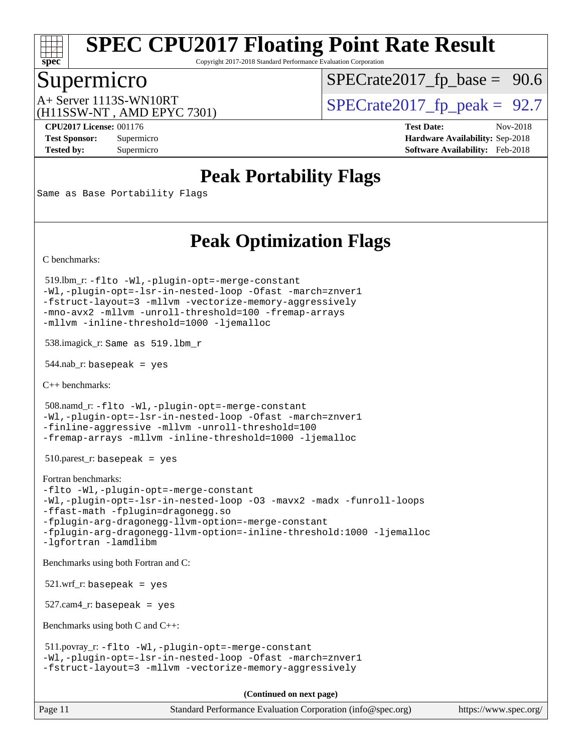# SPEC CPU2017 Floating Point Rate Result

Copyright 2017-2018 Standard Performance Evaluation Corporation

## Supermicro

A+ Server 1113S-WN10RT
(H11SSW-NT , AMD EPYC 7301)

SPECrate2017_fp_base = 90.6

SPECrate2017_fp_peak = 92.7

**CPU2017 License:** 001176
**Test Sponsor:** Supermicro
**Tested by:** Supermicro

**Test Date:** Nov-2018
**Hardware Availability:** Sep-2018
**Software Availability:** Feb-2018

## Peak Portability Flags

Same as Base Portability Flags

## Peak Optimization Flags

C benchmarks:

519.lbm_r: -flto -Wl,-plugin-opt=-merge-constant
-Wl,-plugin-opt=-lsr-in-nested-loop -Ofast -march=znver1
-fstruct-layout=3 -mllvm -vectorize-memory-aggressively
-mno-avx2 -mllvm -unroll-threshold=100 -fremap-arrays
-mllvm -inline-threshold=1000 -ljemalloc

538.imagick_r: Same as 519.lbm_r

544.nab_r: basepeak = yes

C++ benchmarks:

508.namd_r: -flto -Wl,-plugin-opt=-merge-constant
-Wl,-plugin-opt=-lsr-in-nested-loop -Ofast -march=znver1
-finline-aggressive -mllvm -unroll-threshold=100
-fremap-arrays -mllvm -inline-threshold=1000 -ljemalloc

510.parest_r: basepeak = yes

Fortran benchmarks:
-flto -Wl,-plugin-opt=-merge-constant
-Wl,-plugin-opt=-lsr-in-nested-loop -O3 -mavx2 -madx -funroll-loops
-ffast-math -fplugin=dragonegg.so
-fplugin-arg-dragonegg-llvm-option=-merge-constant
-fplugin-arg-dragonegg-llvm-option=-inline-threshold:1000 -ljemalloc
-lgfortran -lamdlibm

Benchmarks using both Fortran and C:

521.wrf_r: basepeak = yes

527.cam4_r: basepeak = yes

Benchmarks using both C and C++:

511.povray_r: -flto -Wl,-plugin-opt=-merge-constant
-Wl,-plugin-opt=-lsr-in-nested-loop -Ofast -march=znver1
-fstruct-layout=3 -mllvm -vectorize-memory-aggressively

**(Continued on next page)**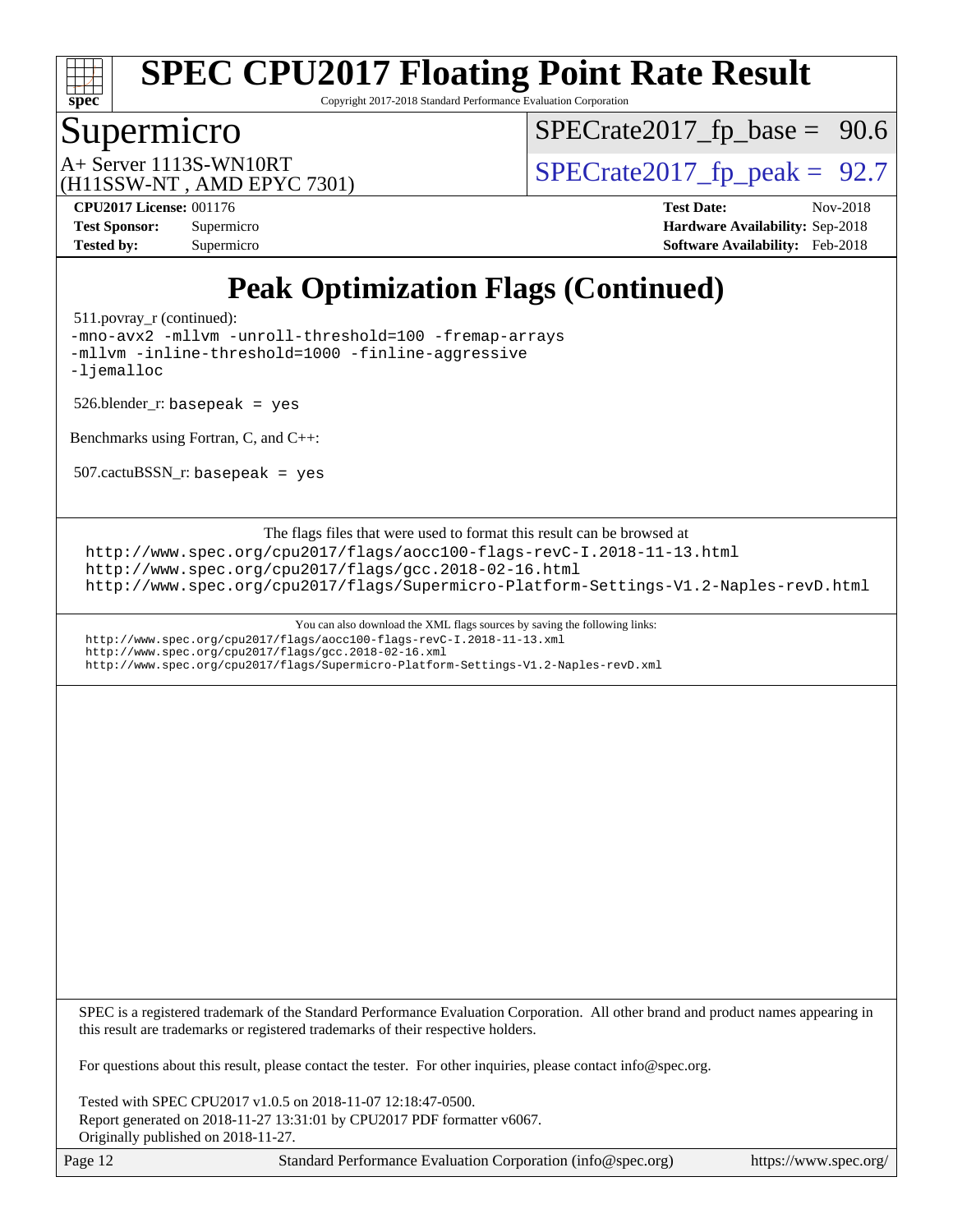# Peak Optimization Flags (Continued)

511.povray_r (continued):
-mno-avx2 -mllvm -unroll-threshold=100 -fremap-arrays
-mllvm -inline-threshold=1000 -finline-aggressive
-ljemalloc

526.blender_r: basepeak = yes

Benchmarks using Fortran, C, and C++:

507.cactuBSSN_r: basepeak = yes

The flags files that were used to format this result can be browsed at
http://www.spec.org/cpu2017/flags/aocc100-flags-revC-I.2018-11-13.html
http://www.spec.org/cpu2017/flags/gcc.2018-02-16.html
http://www.spec.org/cpu2017/flags/Supermicro-Platform-Settings-V1.2-Naples-revD.html

You can also download the XML flags sources by saving the following links:
http://www.spec.org/cpu2017/flags/aocc100-flags-revC-I.2018-11-13.xml
http://www.spec.org/cpu2017/flags/gcc.2018-02-16.xml
http://www.spec.org/cpu2017/flags/Supermicro-Platform-Settings-V1.2-Naples-revD.xml

SPEC is a registered trademark of the Standard Performance Evaluation Corporation. All other brand and product names appearing in this result are trademarks or registered trademarks of their respective holders.

For questions about this result, please contact the tester. For other inquiries, please contact info@spec.org.

Tested with SPEC CPU2017 v1.0.5 on 2018-11-07 12:18:47-0500.
Report generated on 2018-11-27 13:31:01 by CPU2017 PDF formatter v6067.
Originally published on 2018-11-27.